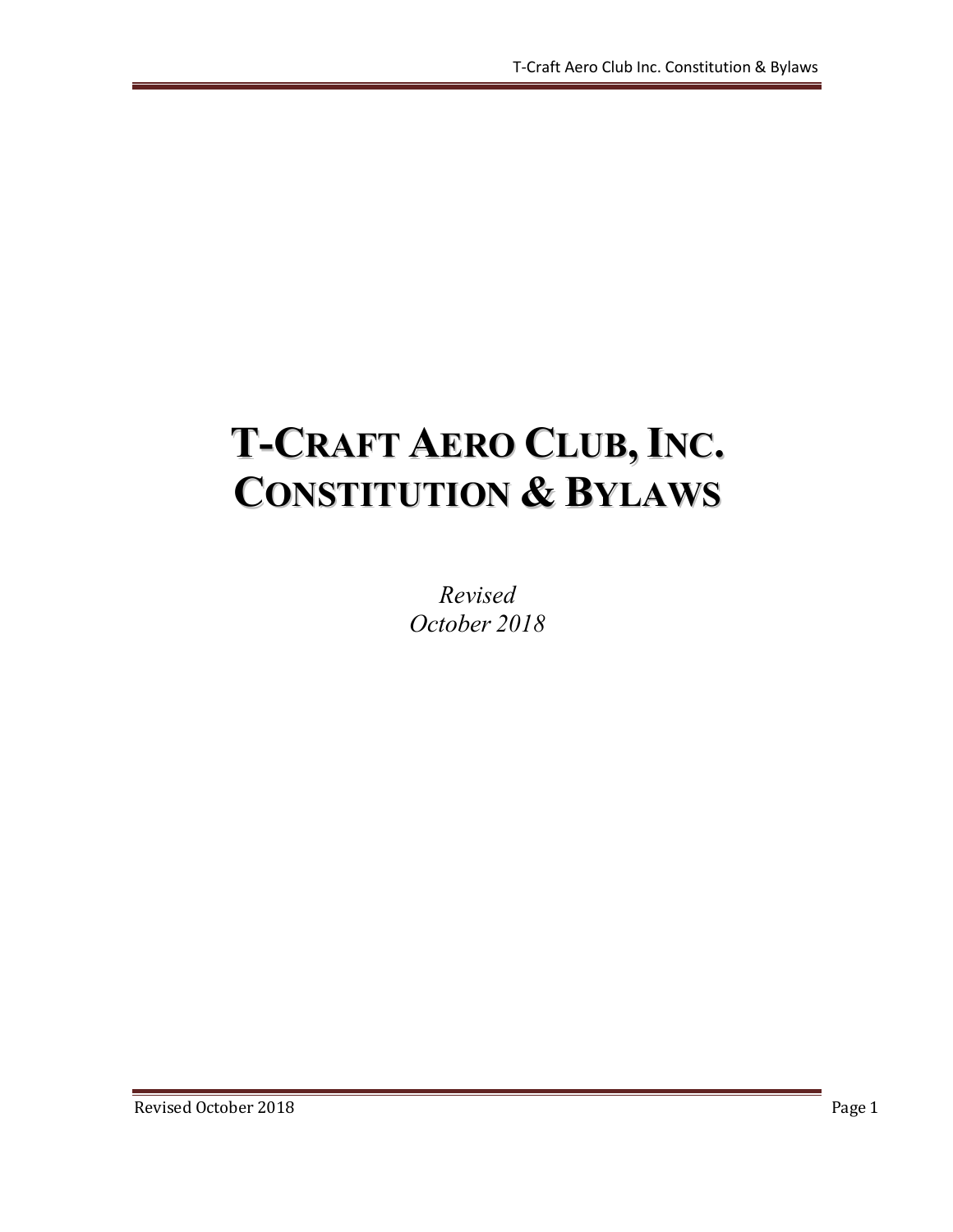# T-CRAFT AERO CLUB, INC. CONSTITUTION & BYLAWS

*Revised*
*October 2018*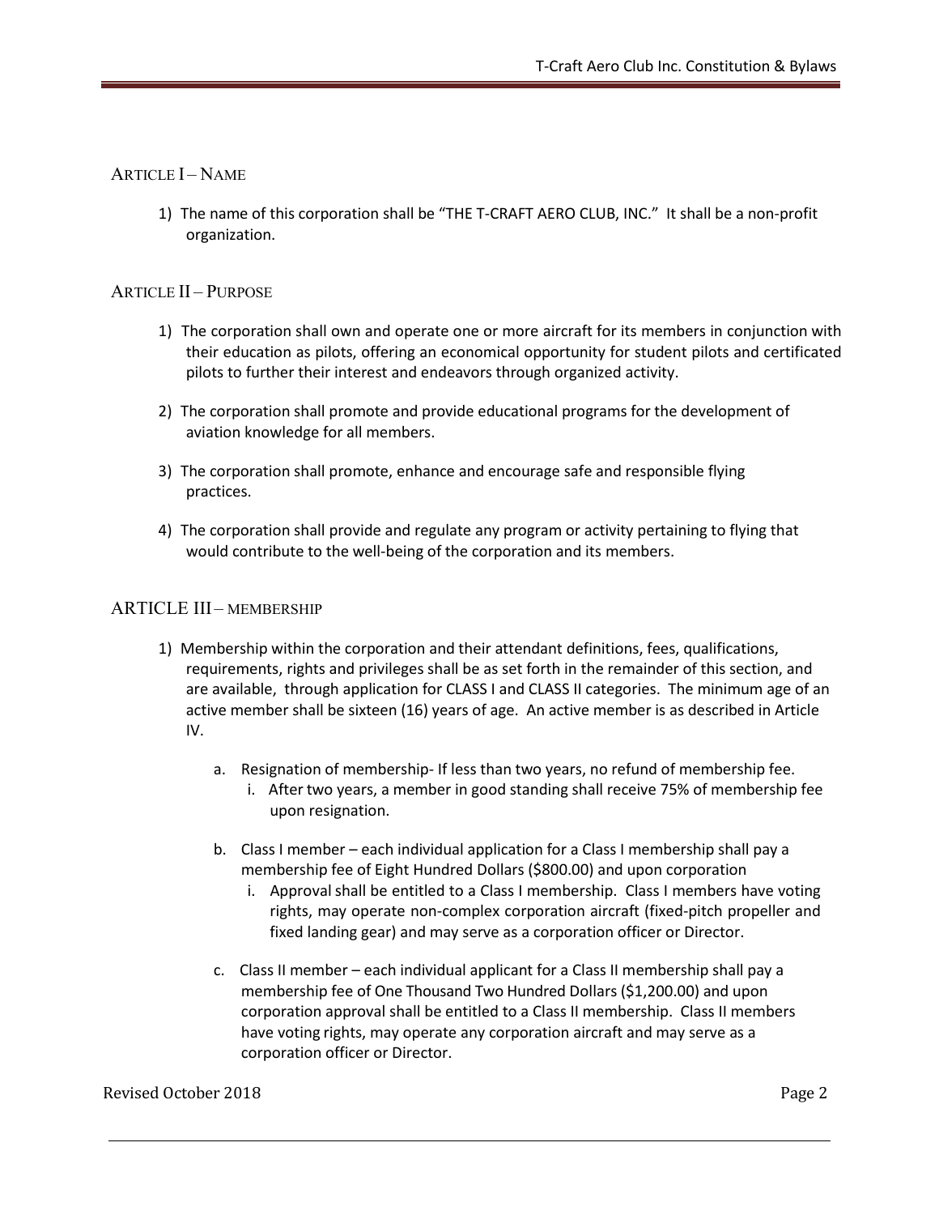## ARTICLE I – NAME

1) The name of this corporation shall be "THE T-CRAFT AERO CLUB, INC." It shall be a non-profit organization.

## ARTICLE II – PURPOSE

1) The corporation shall own and operate one or more aircraft for its members in conjunction with their education as pilots, offering an economical opportunity for student pilots and certificated pilots to further their interest and endeavors through organized activity.

2) The corporation shall promote and provide educational programs for the development of aviation knowledge for all members.

3) The corporation shall promote, enhance and encourage safe and responsible flying practices.

4) The corporation shall provide and regulate any program or activity pertaining to flying that would contribute to the well-being of the corporation and its members.

## ARTICLE III – MEMBERSHIP

1) Membership within the corporation and their attendant definitions, fees, qualifications, requirements, rights and privileges shall be as set forth in the remainder of this section, and are available, through application for CLASS I and CLASS II categories. The minimum age of an active member shall be sixteen (16) years of age. An active member is as described in Article IV.

   a. Resignation of membership- If less than two years, no refund of membership fee.
      i. After two years, a member in good standing shall receive 75% of membership fee upon resignation.

   b. Class I member – each individual application for a Class I membership shall pay a membership fee of Eight Hundred Dollars ($800.00) and upon corporation
      i. Approval shall be entitled to a Class I membership. Class I members have voting rights, may operate non-complex corporation aircraft (fixed-pitch propeller and fixed landing gear) and may serve as a corporation officer or Director.

   c. Class II member – each individual applicant for a Class II membership shall pay a membership fee of One Thousand Two Hundred Dollars ($1,200.00) and upon corporation approval shall be entitled to a Class II membership. Class II members have voting rights, may operate any corporation aircraft and may serve as a corporation officer or Director.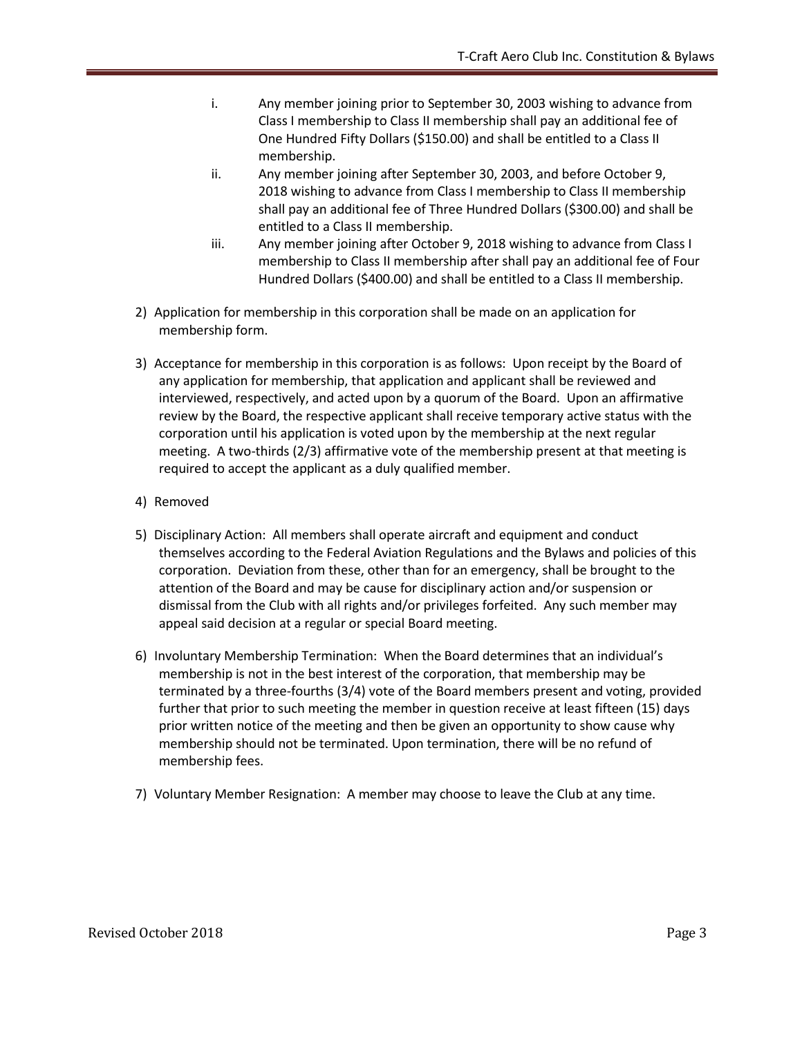i. Any member joining prior to September 30, 2003 wishing to advance from Class I membership to Class II membership shall pay an additional fee of One Hundred Fifty Dollars ($150.00) and shall be entitled to a Class II membership.
   ii. Any member joining after September 30, 2003, and before October 9, 2018 wishing to advance from Class I membership to Class II membership shall pay an additional fee of Three Hundred Dollars ($300.00) and shall be entitled to a Class II membership.
   iii. Any member joining after October 9, 2018 wishing to advance from Class I membership to Class II membership after shall pay an additional fee of Four Hundred Dollars ($400.00) and shall be entitled to a Class II membership.

2) Application for membership in this corporation shall be made on an application for membership form.

3) Acceptance for membership in this corporation is as follows: Upon receipt by the Board of any application for membership, that application and applicant shall be reviewed and interviewed, respectively, and acted upon by a quorum of the Board. Upon an affirmative review by the Board, the respective applicant shall receive temporary active status with the corporation until his application is voted upon by the membership at the next regular meeting. A two-thirds (2/3) affirmative vote of the membership present at that meeting is required to accept the applicant as a duly qualified member.

4) Removed

5) Disciplinary Action: All members shall operate aircraft and equipment and conduct themselves according to the Federal Aviation Regulations and the Bylaws and policies of this corporation. Deviation from these, other than for an emergency, shall be brought to the attention of the Board and may be cause for disciplinary action and/or suspension or dismissal from the Club with all rights and/or privileges forfeited. Any such member may appeal said decision at a regular or special Board meeting.

6) Involuntary Membership Termination: When the Board determines that an individual's membership is not in the best interest of the corporation, that membership may be terminated by a three-fourths (3/4) vote of the Board members present and voting, provided further that prior to such meeting the member in question receive at least fifteen (15) days prior written notice of the meeting and then be given an opportunity to show cause why membership should not be terminated. Upon termination, there will be no refund of membership fees.

7) Voluntary Member Resignation: A member may choose to leave the Club at any time.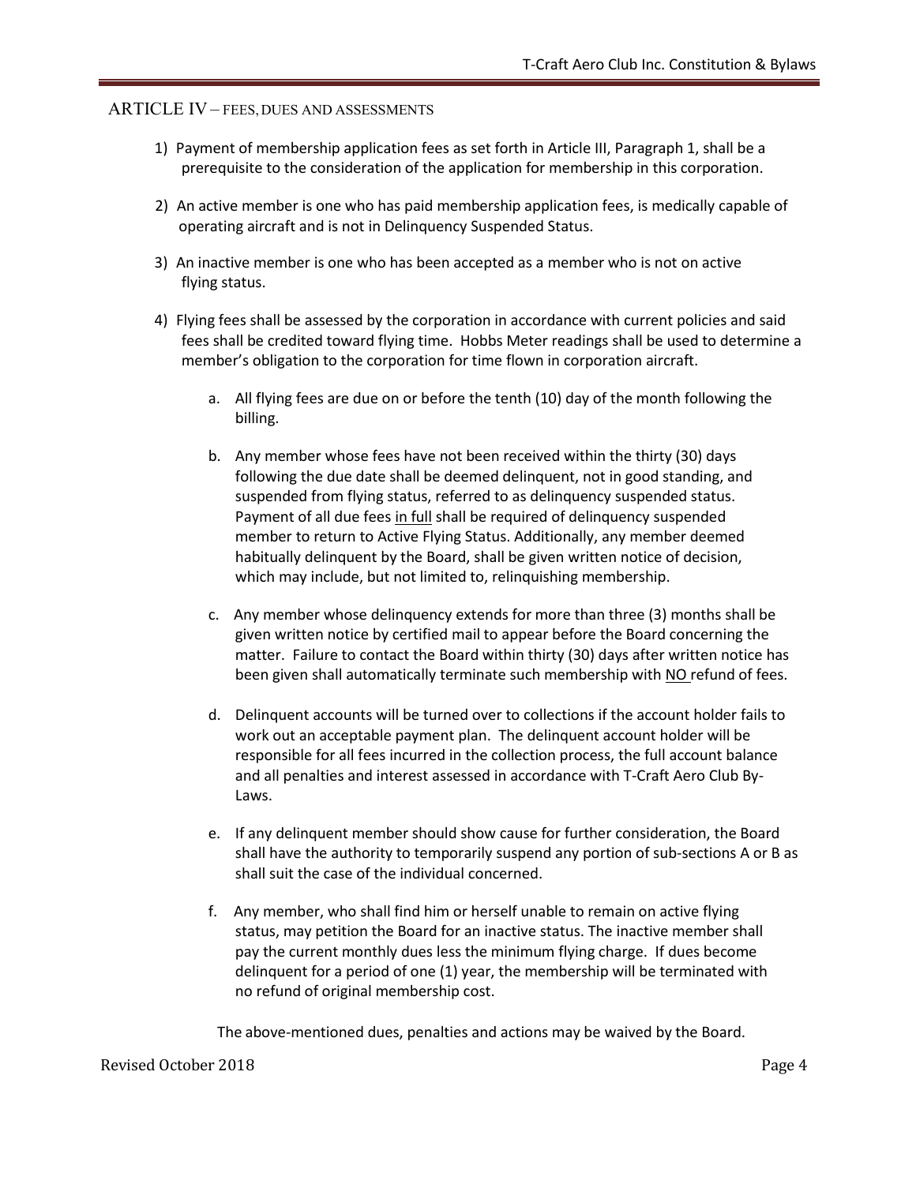## ARTICLE IV – FEES, DUES AND ASSESSMENTS

1) Payment of membership application fees as set forth in Article III, Paragraph 1, shall be a prerequisite to the consideration of the application for membership in this corporation.

2) An active member is one who has paid membership application fees, is medically capable of operating aircraft and is not in Delinquency Suspended Status.

3) An inactive member is one who has been accepted as a member who is not on active flying status.

4) Flying fees shall be assessed by the corporation in accordance with current policies and said fees shall be credited toward flying time. Hobbs Meter readings shall be used to determine a member's obligation to the corporation for time flown in corporation aircraft.

   a. All flying fees are due on or before the tenth (10) day of the month following the billing.

   b. Any member whose fees have not been received within the thirty (30) days following the due date shall be deemed delinquent, not in good standing, and suspended from flying status, referred to as delinquency suspended status. Payment of all due fees <u>in full</u> shall be required of delinquency suspended member to return to Active Flying Status. Additionally, any member deemed habitually delinquent by the Board, shall be given written notice of decision, which may include, but not limited to, relinquishing membership.

   c. Any member whose delinquency extends for more than three (3) months shall be given written notice by certified mail to appear before the Board concerning the matter. Failure to contact the Board within thirty (30) days after written notice has been given shall automatically terminate such membership with <u>NO</u> refund of fees.

   d. Delinquent accounts will be turned over to collections if the account holder fails to work out an acceptable payment plan. The delinquent account holder will be responsible for all fees incurred in the collection process, the full account balance and all penalties and interest assessed in accordance with T-Craft Aero Club By-Laws.

   e. If any delinquent member should show cause for further consideration, the Board shall have the authority to temporarily suspend any portion of sub-sections A or B as shall suit the case of the individual concerned.

   f. Any member, who shall find him or herself unable to remain on active flying status, may petition the Board for an inactive status. The inactive member shall pay the current monthly dues less the minimum flying charge. If dues become delinquent for a period of one (1) year, the membership will be terminated with no refund of original membership cost.

The above-mentioned dues, penalties and actions may be waived by the Board.

Revised October 2018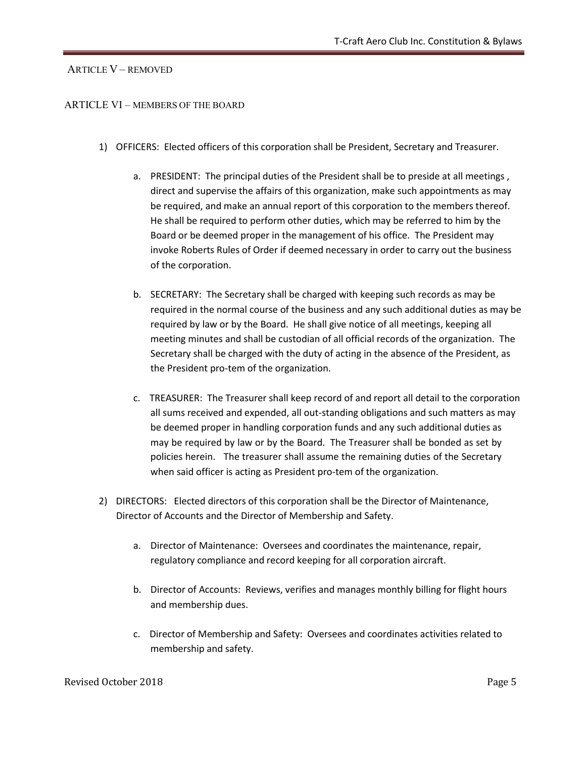## ARTICLE V – REMOVED

## ARTICLE VI – MEMBERS OF THE BOARD

1) OFFICERS: Elected officers of this corporation shall be President, Secretary and Treasurer.

   a. PRESIDENT: The principal duties of the President shall be to preside at all meetings , direct and supervise the affairs of this organization, make such appointments as may be required, and make an annual report of this corporation to the members thereof. He shall be required to perform other duties, which may be referred to him by the Board or be deemed proper in the management of his office. The President may invoke Roberts Rules of Order if deemed necessary in order to carry out the business of the corporation.

   b. SECRETARY: The Secretary shall be charged with keeping such records as may be required in the normal course of the business and any such additional duties as may be required by law or by the Board. He shall give notice of all meetings, keeping all meeting minutes and shall be custodian of all official records of the organization. The Secretary shall be charged with the duty of acting in the absence of the President, as the President pro-tem of the organization.

   c. TREASURER: The Treasurer shall keep record of and report all detail to the corporation all sums received and expended, all out-standing obligations and such matters as may be deemed proper in handling corporation funds and any such additional duties as may be required by law or by the Board. The Treasurer shall be bonded as set by policies herein. The treasurer shall assume the remaining duties of the Secretary when said officer is acting as President pro-tem of the organization.

2) DIRECTORS: Elected directors of this corporation shall be the Director of Maintenance, Director of Accounts and the Director of Membership and Safety.

   a. Director of Maintenance: Oversees and coordinates the maintenance, repair, regulatory compliance and record keeping for all corporation aircraft.

   b. Director of Accounts: Reviews, verifies and manages monthly billing for flight hours and membership dues.

   c. Director of Membership and Safety: Oversees and coordinates activities related to membership and safety.

Revised October 2018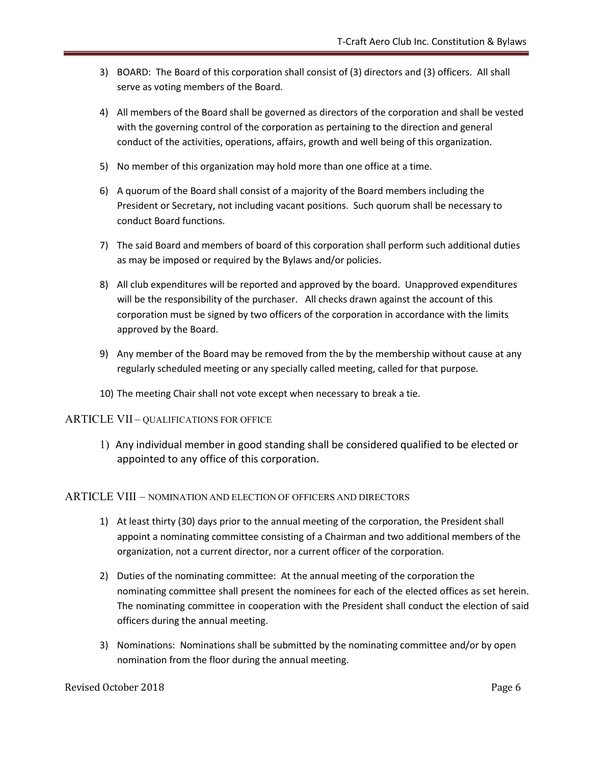3) BOARD: The Board of this corporation shall consist of (3) directors and (3) officers. All shall serve as voting members of the Board.

4) All members of the Board shall be governed as directors of the corporation and shall be vested with the governing control of the corporation as pertaining to the direction and general conduct of the activities, operations, affairs, growth and well being of this organization.

5) No member of this organization may hold more than one office at a time.

6) A quorum of the Board shall consist of a majority of the Board members including the President or Secretary, not including vacant positions. Such quorum shall be necessary to conduct Board functions.

7) The said Board and members of board of this corporation shall perform such additional duties as may be imposed or required by the Bylaws and/or policies.

8) All club expenditures will be reported and approved by the board. Unapproved expenditures will be the responsibility of the purchaser. All checks drawn against the account of this corporation must be signed by two officers of the corporation in accordance with the limits approved by the Board.

9) Any member of the Board may be removed from the by the membership without cause at any regularly scheduled meeting or any specially called meeting, called for that purpose.

10) The meeting Chair shall not vote except when necessary to break a tie.

## ARTICLE VII – QUALIFICATIONS FOR OFFICE

1) Any individual member in good standing shall be considered qualified to be elected or appointed to any office of this corporation.

## ARTICLE VIII – NOMINATION AND ELECTION OF OFFICERS AND DIRECTORS

1) At least thirty (30) days prior to the annual meeting of the corporation, the President shall appoint a nominating committee consisting of a Chairman and two additional members of the organization, not a current director, nor a current officer of the corporation.

2) Duties of the nominating committee: At the annual meeting of the corporation the nominating committee shall present the nominees for each of the elected offices as set herein. The nominating committee in cooperation with the President shall conduct the election of said officers during the annual meeting.

3) Nominations: Nominations shall be submitted by the nominating committee and/or by open nomination from the floor during the annual meeting.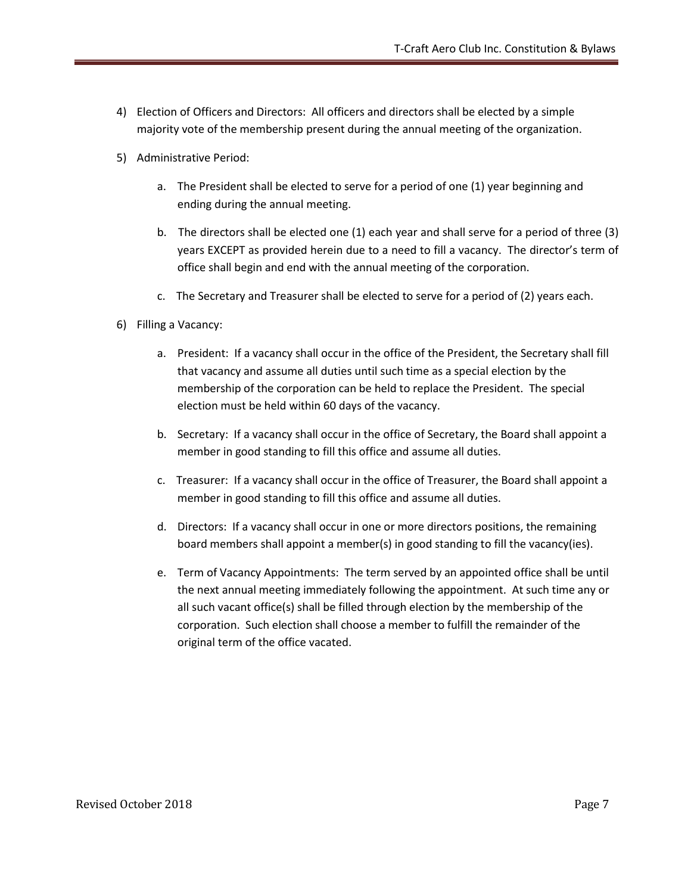4) Election of Officers and Directors: All officers and directors shall be elected by a simple majority vote of the membership present during the annual meeting of the organization.

5) Administrative Period:

   a. The President shall be elected to serve for a period of one (1) year beginning and ending during the annual meeting.

   b. The directors shall be elected one (1) each year and shall serve for a period of three (3) years EXCEPT as provided herein due to a need to fill a vacancy. The director's term of office shall begin and end with the annual meeting of the corporation.

   c. The Secretary and Treasurer shall be elected to serve for a period of (2) years each.

6) Filling a Vacancy:

   a. President: If a vacancy shall occur in the office of the President, the Secretary shall fill that vacancy and assume all duties until such time as a special election by the membership of the corporation can be held to replace the President. The special election must be held within 60 days of the vacancy.

   b. Secretary: If a vacancy shall occur in the office of Secretary, the Board shall appoint a member in good standing to fill this office and assume all duties.

   c. Treasurer: If a vacancy shall occur in the office of Treasurer, the Board shall appoint a member in good standing to fill this office and assume all duties.

   d. Directors: If a vacancy shall occur in one or more directors positions, the remaining board members shall appoint a member(s) in good standing to fill the vacancy(ies).

   e. Term of Vacancy Appointments: The term served by an appointed office shall be until the next annual meeting immediately following the appointment. At such time any or all such vacant office(s) shall be filled through election by the membership of the corporation. Such election shall choose a member to fulfill the remainder of the original term of the office vacated.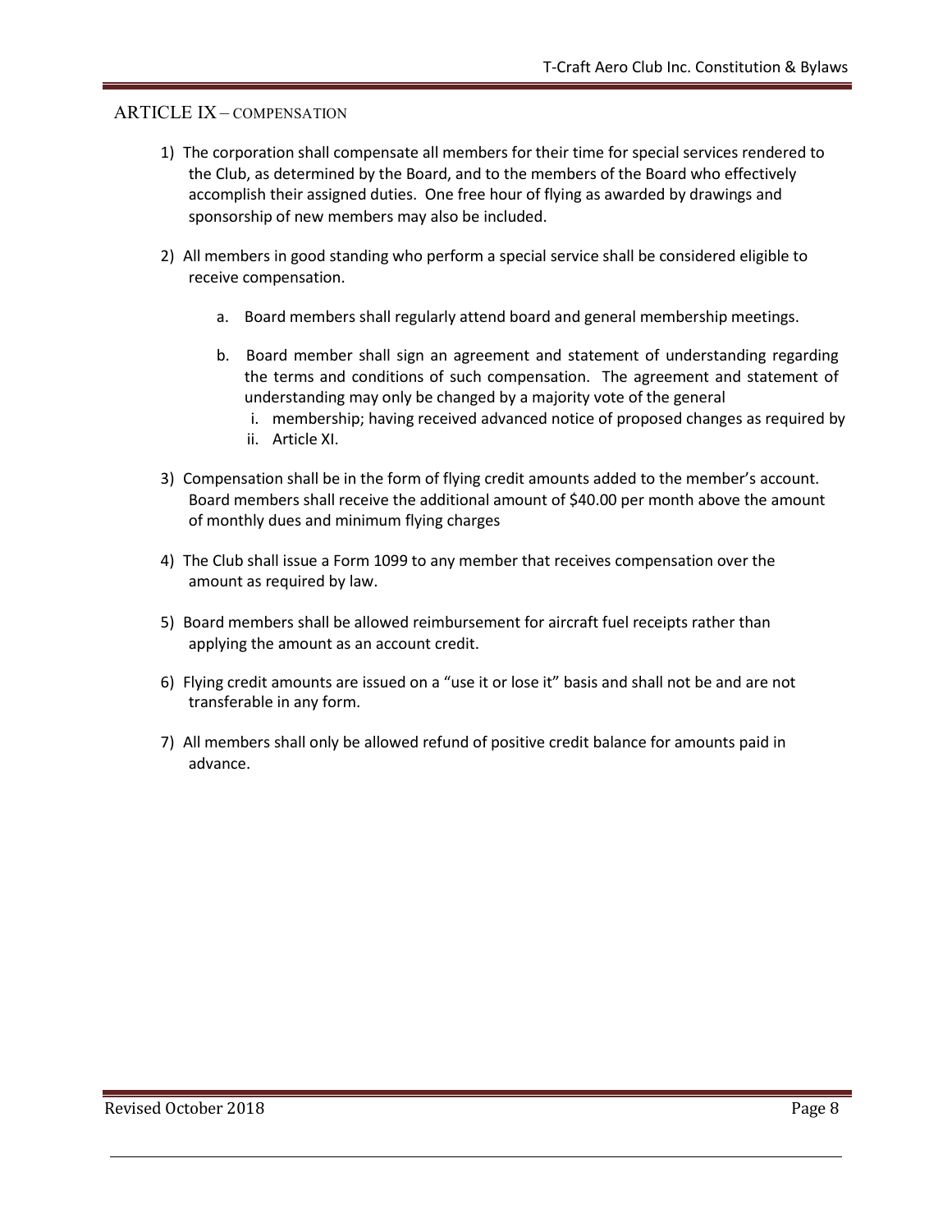## ARTICLE IX – COMPENSATION

1) The corporation shall compensate all members for their time for special services rendered to the Club, as determined by the Board, and to the members of the Board who effectively accomplish their assigned duties. One free hour of flying as awarded by drawings and sponsorship of new members may also be included.

2) All members in good standing who perform a special service shall be considered eligible to receive compensation.

    a. Board members shall regularly attend board and general membership meetings.

    b. Board member shall sign an agreement and statement of understanding regarding the terms and conditions of such compensation. The agreement and statement of understanding may only be changed by a majority vote of the general

        i. membership; having received advanced notice of proposed changes as required by

        ii. Article XI.

3) Compensation shall be in the form of flying credit amounts added to the member's account. Board members shall receive the additional amount of $40.00 per month above the amount of monthly dues and minimum flying charges

4) The Club shall issue a Form 1099 to any member that receives compensation over the amount as required by law.

5) Board members shall be allowed reimbursement for aircraft fuel receipts rather than applying the amount as an account credit.

6) Flying credit amounts are issued on a "use it or lose it" basis and shall not be and are not transferable in any form.

7) All members shall only be allowed refund of positive credit balance for amounts paid in advance.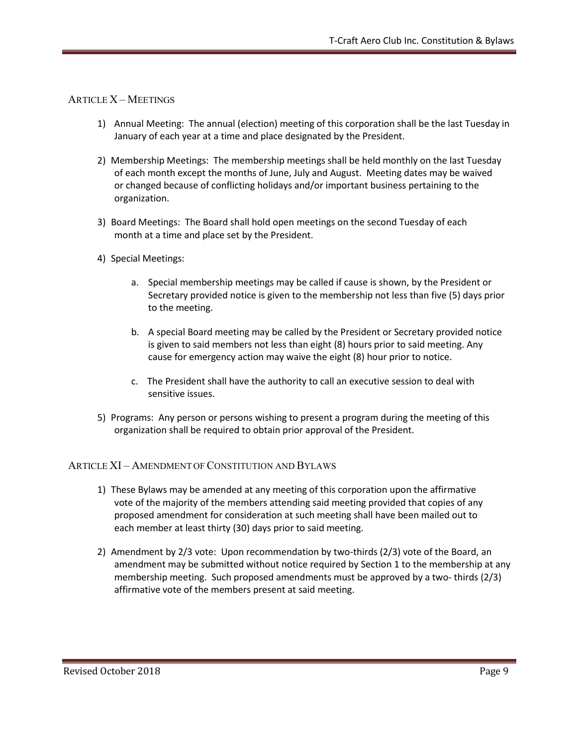## ARTICLE X – MEETINGS

1) Annual Meeting: The annual (election) meeting of this corporation shall be the last Tuesday in January of each year at a time and place designated by the President.

2) Membership Meetings: The membership meetings shall be held monthly on the last Tuesday of each month except the months of June, July and August. Meeting dates may be waived or changed because of conflicting holidays and/or important business pertaining to the organization.

3) Board Meetings: The Board shall hold open meetings on the second Tuesday of each month at a time and place set by the President.

4) Special Meetings:

   a. Special membership meetings may be called if cause is shown, by the President or Secretary provided notice is given to the membership not less than five (5) days prior to the meeting.

   b. A special Board meeting may be called by the President or Secretary provided notice is given to said members not less than eight (8) hours prior to said meeting. Any cause for emergency action may waive the eight (8) hour prior to notice.

   c. The President shall have the authority to call an executive session to deal with sensitive issues.

5) Programs: Any person or persons wishing to present a program during the meeting of this organization shall be required to obtain prior approval of the President.

## ARTICLE XI – AMENDMENT OF CONSTITUTION AND BYLAWS

1) These Bylaws may be amended at any meeting of this corporation upon the affirmative vote of the majority of the members attending said meeting provided that copies of any proposed amendment for consideration at such meeting shall have been mailed out to each member at least thirty (30) days prior to said meeting.

2) Amendment by 2/3 vote: Upon recommendation by two-thirds (2/3) vote of the Board, an amendment may be submitted without notice required by Section 1 to the membership at any membership meeting. Such proposed amendments must be approved by a two- thirds (2/3) affirmative vote of the members present at said meeting.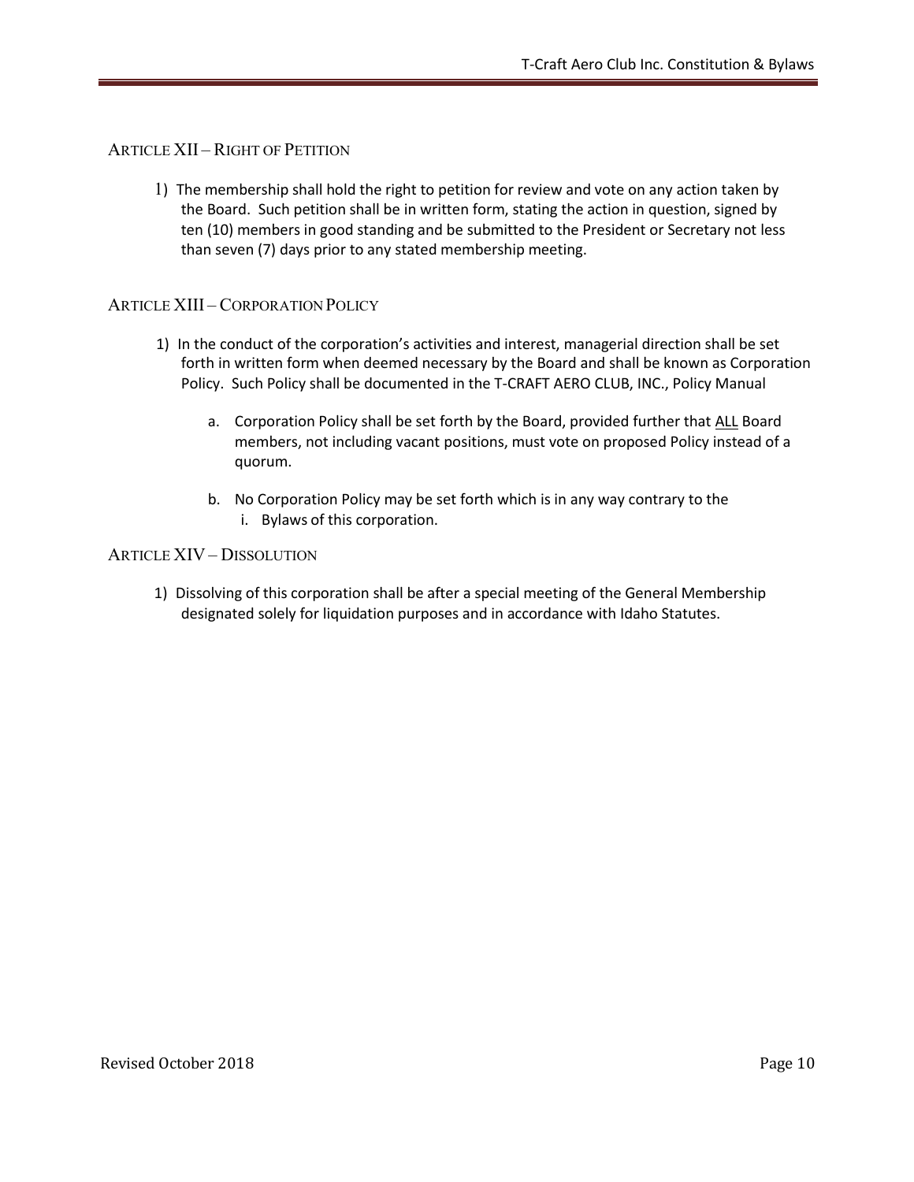## Article XII – Right of Petition

1) The membership shall hold the right to petition for review and vote on any action taken by the Board. Such petition shall be in written form, stating the action in question, signed by ten (10) members in good standing and be submitted to the President or Secretary not less than seven (7) days prior to any stated membership meeting.

## Article XIII – Corporation Policy

1) In the conduct of the corporation's activities and interest, managerial direction shall be set forth in written form when deemed necessary by the Board and shall be known as Corporation Policy. Such Policy shall be documented in the T-CRAFT AERO CLUB, INC., Policy Manual

   a. Corporation Policy shall be set forth by the Board, provided further that <u>ALL</u> Board members, not including vacant positions, must vote on proposed Policy instead of a quorum.

   b. No Corporation Policy may be set forth which is in any way contrary to the
      i. Bylaws of this corporation.

## Article XIV – Dissolution

1) Dissolving of this corporation shall be after a special meeting of the General Membership designated solely for liquidation purposes and in accordance with Idaho Statutes.